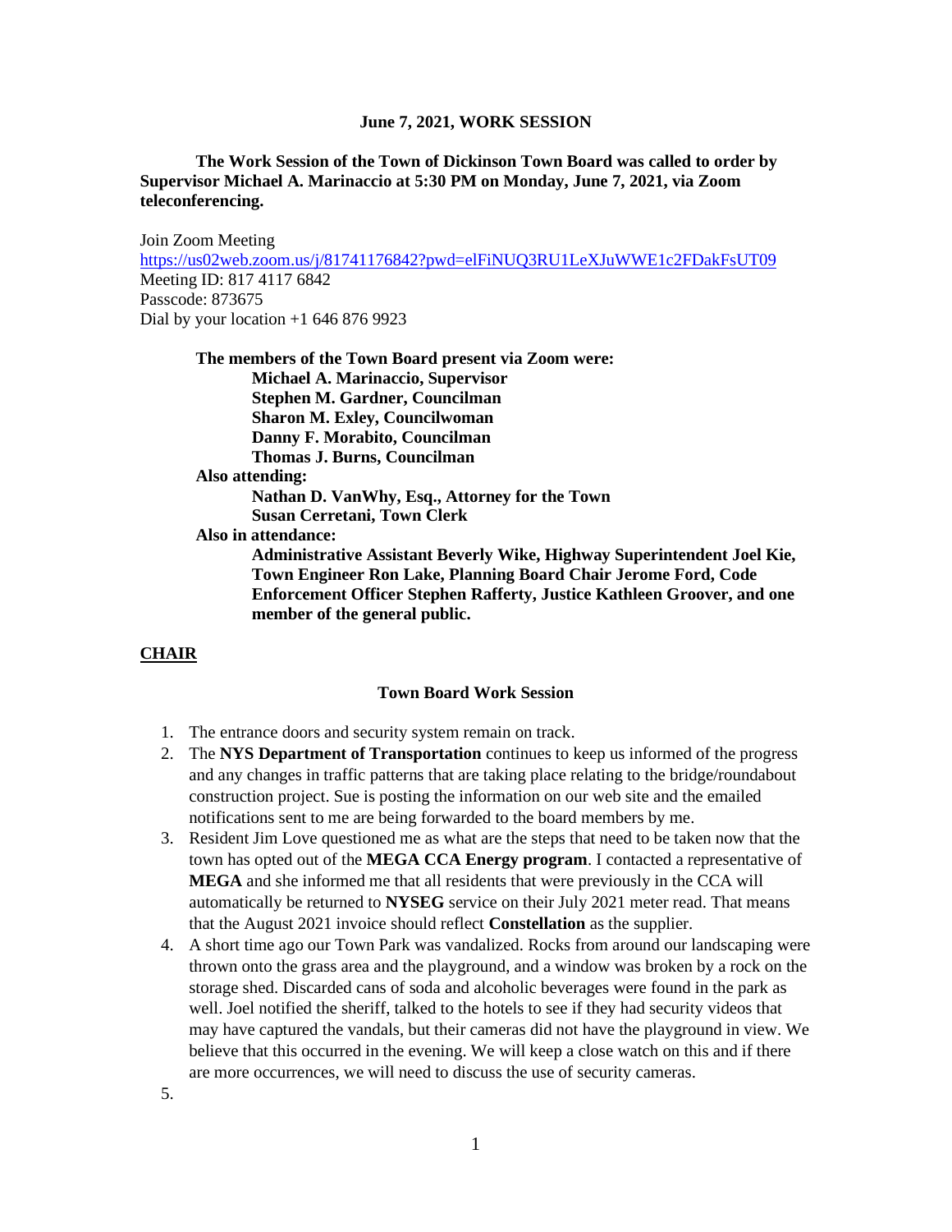**June 7, 2021, WORK SESSION**

**The Work Session of the Town of Dickinson Town Board was called to order by Supervisor Michael A. Marinaccio at 5:30 PM on Monday, June 7, 2021, via Zoom teleconferencing.**

Join Zoom Meeting
https://us02web.zoom.us/j/81741176842?pwd=elFiNUQ3RU1LeXJuWWE1c2FDakFsUT09
Meeting ID: 817 4117 6842
Passcode: 873675
Dial by your location +1 646 876 9923

**The members of the Town Board present via Zoom were:**
**Michael A. Marinaccio, Supervisor**
**Stephen M. Gardner, Councilman**
**Sharon M. Exley, Councilwoman**
**Danny F. Morabito, Councilman**
**Thomas J. Burns, Councilman**

**Also attending:**
**Nathan D. VanWhy, Esq., Attorney for the Town**
**Susan Cerretani, Town Clerk**

**Also in attendance:**
**Administrative Assistant Beverly Wike, Highway Superintendent Joel Kie, Town Engineer Ron Lake, Planning Board Chair Jerome Ford, Code Enforcement Officer Stephen Rafferty, Justice Kathleen Groover, and one member of the general public.**

## CHAIR

### Town Board Work Session

1. The entrance doors and security system remain on track.
2. The **NYS Department of Transportation** continues to keep us informed of the progress and any changes in traffic patterns that are taking place relating to the bridge/roundabout construction project. Sue is posting the information on our web site and the emailed notifications sent to me are being forwarded to the board members by me.
3. Resident Jim Love questioned me as what are the steps that need to be taken now that the town has opted out of the **MEGA CCA Energy program**. I contacted a representative of **MEGA** and she informed me that all residents that were previously in the CCA will automatically be returned to **NYSEG** service on their July 2021 meter read. That means that the August 2021 invoice should reflect **Constellation** as the supplier.
4. A short time ago our Town Park was vandalized. Rocks from around our landscaping were thrown onto the grass area and the playground, and a window was broken by a rock on the storage shed. Discarded cans of soda and alcoholic beverages were found in the park as well. Joel notified the sheriff, talked to the hotels to see if they had security videos that may have captured the vandals, but their cameras did not have the playground in view. We believe that this occurred in the evening. We will keep a close watch on this and if there are more occurrences, we will need to discuss the use of security cameras.
5.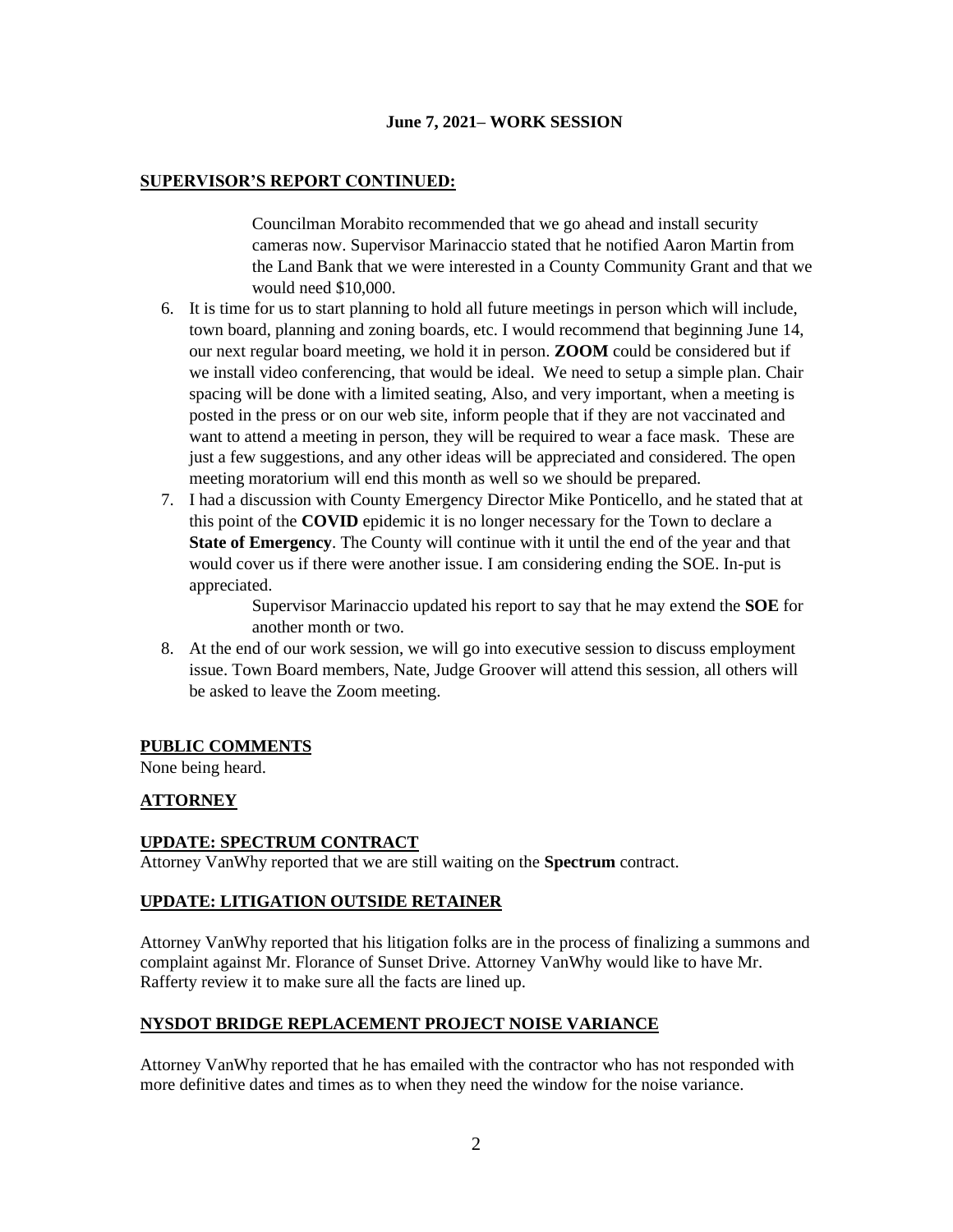**June 7, 2021– WORK SESSION**

## SUPERVISOR'S REPORT CONTINUED:

> Councilman Morabito recommended that we go ahead and install security cameras now. Supervisor Marinaccio stated that he notified Aaron Martin from the Land Bank that we were interested in a County Community Grant and that we would need $10,000.

6. It is time for us to start planning to hold all future meetings in person which will include, town board, planning and zoning boards, etc. I would recommend that beginning June 14, our next regular board meeting, we hold it in person. **ZOOM** could be considered but if we install video conferencing, that would be ideal. We need to setup a simple plan. Chair spacing will be done with a limited seating, Also, and very important, when a meeting is posted in the press or on our web site, inform people that if they are not vaccinated and want to attend a meeting in person, they will be required to wear a face mask. These are just a few suggestions, and any other ideas will be appreciated and considered. The open meeting moratorium will end this month as well so we should be prepared.
7. I had a discussion with County Emergency Director Mike Ponticello, and he stated that at this point of the **COVID** epidemic it is no longer necessary for the Town to declare a **State of Emergency**. The County will continue with it until the end of the year and that would cover us if there were another issue. I am considering ending the SOE. In-put is appreciated.

   > Supervisor Marinaccio updated his report to say that he may extend the **SOE** for another month or two.

8. At the end of our work session, we will go into executive session to discuss employment issue. Town Board members, Nate, Judge Groover will attend this session, all others will be asked to leave the Zoom meeting.

## PUBLIC COMMENTS

None being heard.

## ATTORNEY

## UPDATE: SPECTRUM CONTRACT

Attorney VanWhy reported that we are still waiting on the **Spectrum** contract.

## UPDATE: LITIGATION OUTSIDE RETAINER

Attorney VanWhy reported that his litigation folks are in the process of finalizing a summons and complaint against Mr. Florance of Sunset Drive. Attorney VanWhy would like to have Mr. Rafferty review it to make sure all the facts are lined up.

## NYSDOT BRIDGE REPLACEMENT PROJECT NOISE VARIANCE

Attorney VanWhy reported that he has emailed with the contractor who has not responded with more definitive dates and times as to when they need the window for the noise variance.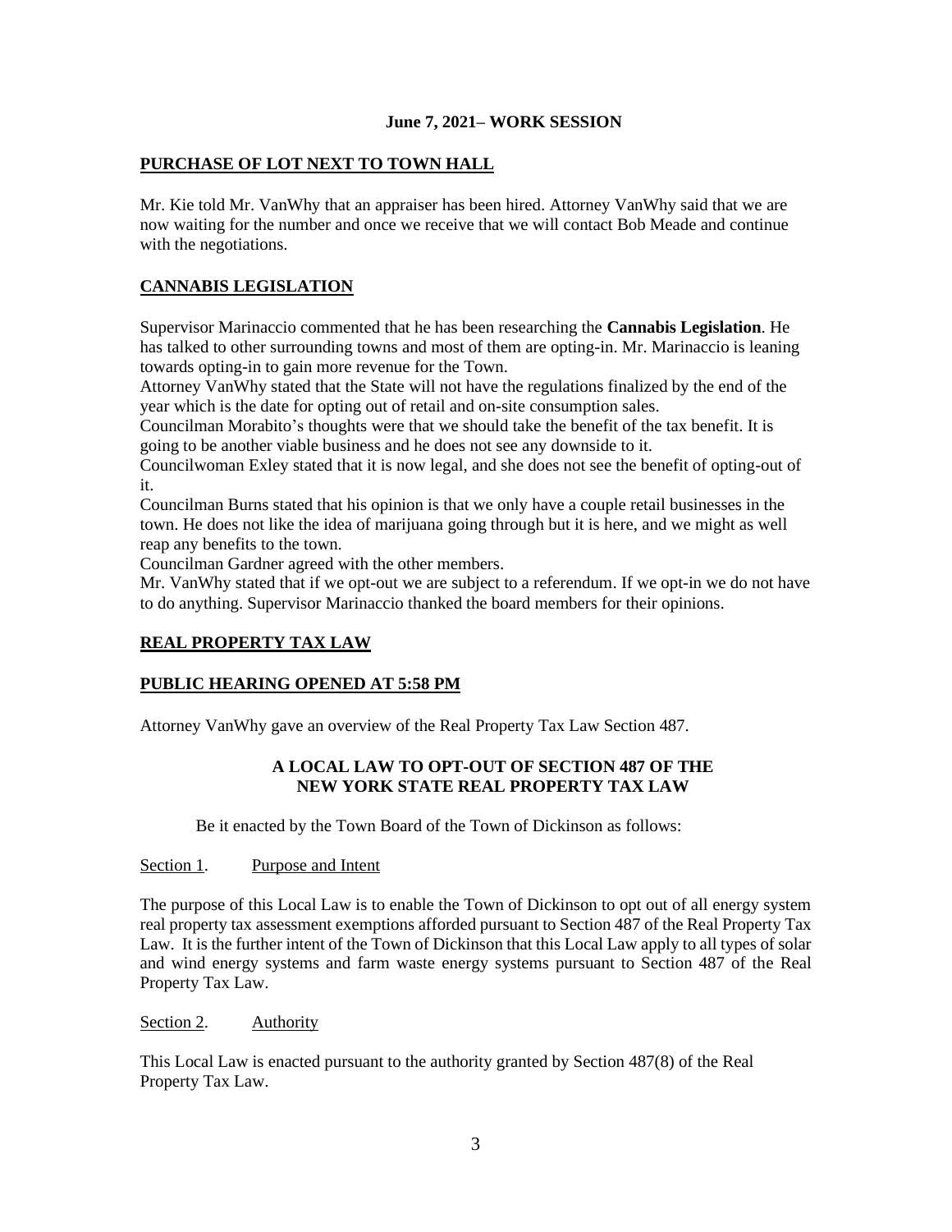**June 7, 2021– WORK SESSION**

## PURCHASE OF LOT NEXT TO TOWN HALL

Mr. Kie told Mr. VanWhy that an appraiser has been hired. Attorney VanWhy said that we are now waiting for the number and once we receive that we will contact Bob Meade and continue with the negotiations.

## CANNABIS LEGISLATION

Supervisor Marinaccio commented that he has been researching the **Cannabis Legislation**. He has talked to other surrounding towns and most of them are opting-in. Mr. Marinaccio is leaning towards opting-in to gain more revenue for the Town.

Attorney VanWhy stated that the State will not have the regulations finalized by the end of the year which is the date for opting out of retail and on-site consumption sales.

Councilman Morabito's thoughts were that we should take the benefit of the tax benefit. It is going to be another viable business and he does not see any downside to it.

Councilwoman Exley stated that it is now legal, and she does not see the benefit of opting-out of it.

Councilman Burns stated that his opinion is that we only have a couple retail businesses in the town. He does not like the idea of marijuana going through but it is here, and we might as well reap any benefits to the town.

Councilman Gardner agreed with the other members.

Mr. VanWhy stated that if we opt-out we are subject to a referendum. If we opt-in we do not have to do anything. Supervisor Marinaccio thanked the board members for their opinions.

## REAL PROPERTY TAX LAW

## PUBLIC HEARING OPENED AT 5:58 PM

Attorney VanWhy gave an overview of the Real Property Tax Law Section 487.

**A LOCAL LAW TO OPT-OUT OF SECTION 487 OF THE NEW YORK STATE REAL PROPERTY TAX LAW**

Be it enacted by the Town Board of the Town of Dickinson as follows:

Section 1. Purpose and Intent

The purpose of this Local Law is to enable the Town of Dickinson to opt out of all energy system real property tax assessment exemptions afforded pursuant to Section 487 of the Real Property Tax Law. It is the further intent of the Town of Dickinson that this Local Law apply to all types of solar and wind energy systems and farm waste energy systems pursuant to Section 487 of the Real Property Tax Law.

Section 2. Authority

This Local Law is enacted pursuant to the authority granted by Section 487(8) of the Real Property Tax Law.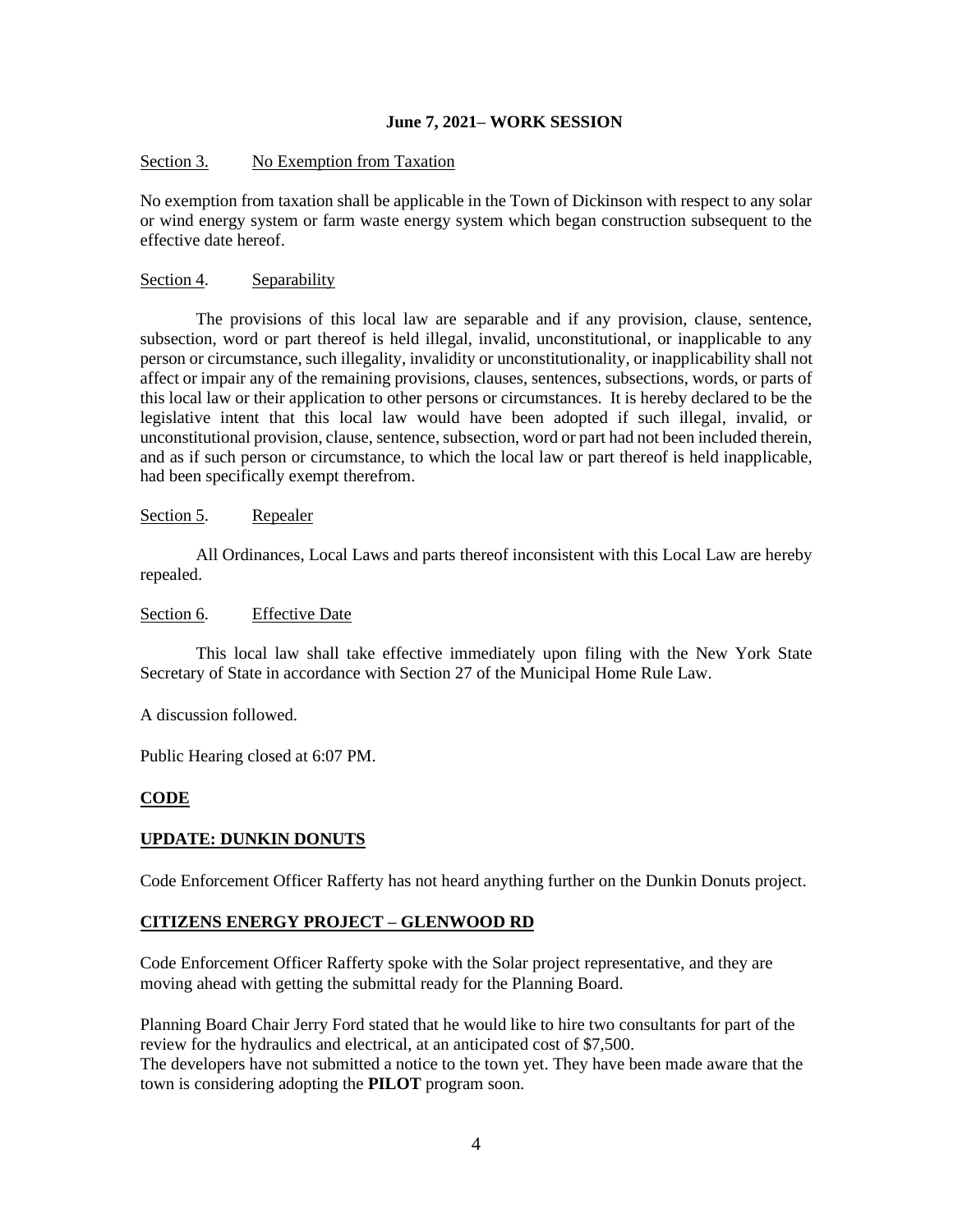**June 7, 2021– WORK SESSION**

Section 3. No Exemption from Taxation

No exemption from taxation shall be applicable in the Town of Dickinson with respect to any solar or wind energy system or farm waste energy system which began construction subsequent to the effective date hereof.

Section 4. Separability

The provisions of this local law are separable and if any provision, clause, sentence, subsection, word or part thereof is held illegal, invalid, unconstitutional, or inapplicable to any person or circumstance, such illegality, invalidity or unconstitutionality, or inapplicability shall not affect or impair any of the remaining provisions, clauses, sentences, subsections, words, or parts of this local law or their application to other persons or circumstances. It is hereby declared to be the legislative intent that this local law would have been adopted if such illegal, invalid, or unconstitutional provision, clause, sentence, subsection, word or part had not been included therein, and as if such person or circumstance, to which the local law or part thereof is held inapplicable, had been specifically exempt therefrom.

Section 5. Repealer

All Ordinances, Local Laws and parts thereof inconsistent with this Local Law are hereby repealed.

Section 6. Effective Date

This local law shall take effective immediately upon filing with the New York State Secretary of State in accordance with Section 27 of the Municipal Home Rule Law.

A discussion followed.

Public Hearing closed at 6:07 PM.

**CODE**

**UPDATE: DUNKIN DONUTS**

Code Enforcement Officer Rafferty has not heard anything further on the Dunkin Donuts project.

**CITIZENS ENERGY PROJECT – GLENWOOD RD**

Code Enforcement Officer Rafferty spoke with the Solar project representative, and they are moving ahead with getting the submittal ready for the Planning Board.

Planning Board Chair Jerry Ford stated that he would like to hire two consultants for part of the review for the hydraulics and electrical, at an anticipated cost of $7,500.
The developers have not submitted a notice to the town yet. They have been made aware that the town is considering adopting the **PILOT** program soon.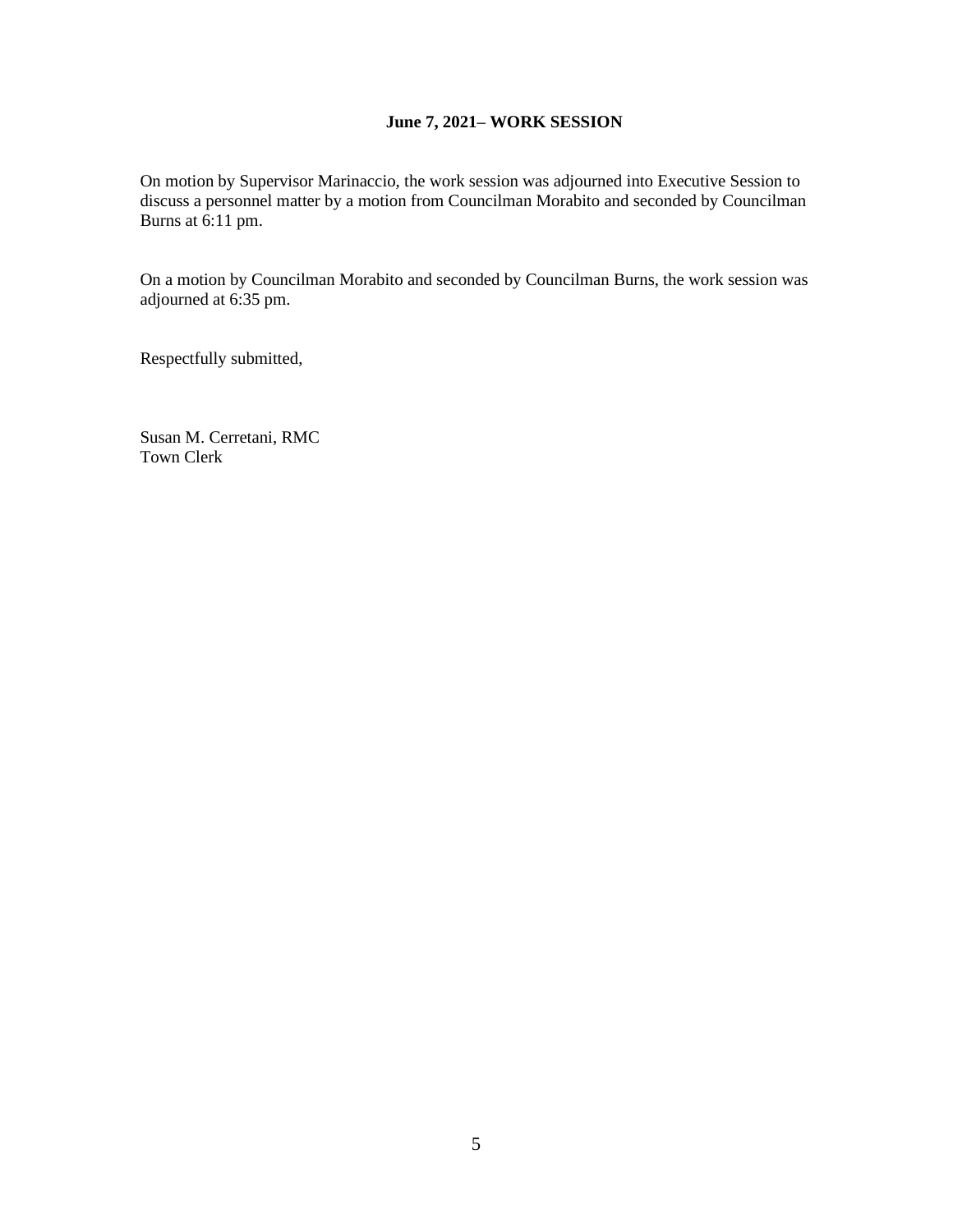**June 7, 2021– WORK SESSION**

On motion by Supervisor Marinaccio, the work session was adjourned into Executive Session to discuss a personnel matter by a motion from Councilman Morabito and seconded by Councilman Burns at 6:11 pm.

On a motion by Councilman Morabito and seconded by Councilman Burns, the work session was adjourned at 6:35 pm.

Respectfully submitted,

Susan M. Cerretani, RMC
Town Clerk